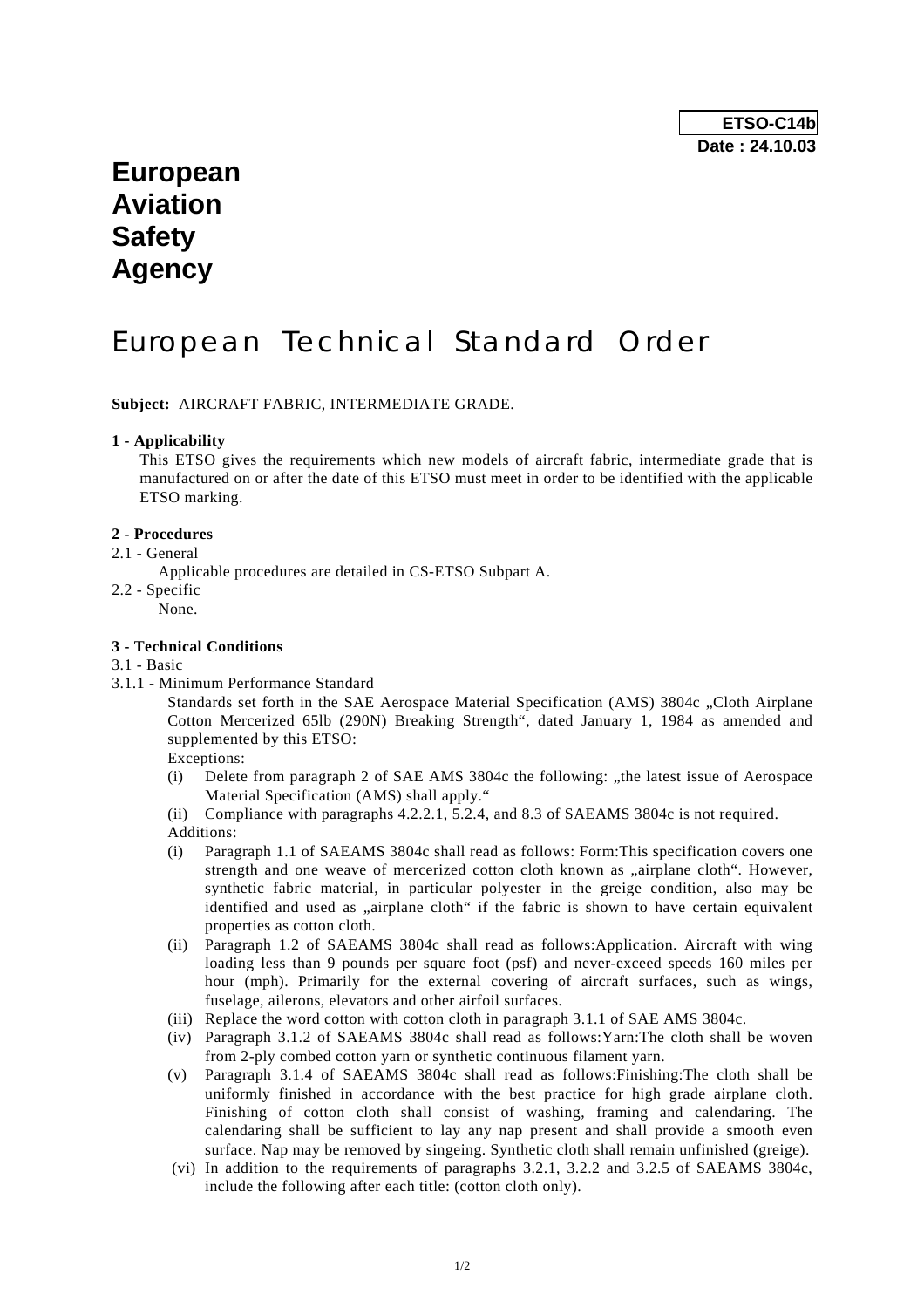**ETSO-C14b**
**Date : 24.10.03**

# European Aviation Safety Agency

# European Technical Standard Order

**Subject:** AIRCRAFT FABRIC, INTERMEDIATE GRADE.

**1 - Applicability**

This ETSO gives the requirements which new models of aircraft fabric, intermediate grade that is manufactured on or after the date of this ETSO must meet in order to be identified with the applicable ETSO marking.

**2 - Procedures**

2.1 - General

Applicable procedures are detailed in CS-ETSO Subpart A.

2.2 - Specific

None.

**3 - Technical Conditions**

3.1 - Basic

3.1.1 - Minimum Performance Standard

Standards set forth in the SAE Aerospace Material Specification (AMS) 3804c „Cloth Airplane Cotton Mercerized 65lb (290N) Breaking Strength“, dated January 1, 1984 as amended and supplemented by this ETSO:

Exceptions:

(i) Delete from paragraph 2 of SAE AMS 3804c the following: „the latest issue of Aerospace Material Specification (AMS) shall apply.“

(ii) Compliance with paragraphs 4.2.2.1, 5.2.4, and 8.3 of SAEAMS 3804c is not required.

Additions:

(i) Paragraph 1.1 of SAEAMS 3804c shall read as follows: Form:This specification covers one strength and one weave of mercerized cotton cloth known as „airplane cloth“. However, synthetic fabric material, in particular polyester in the greige condition, also may be identified and used as „airplane cloth“ if the fabric is shown to have certain equivalent properties as cotton cloth.

(ii) Paragraph 1.2 of SAEAMS 3804c shall read as follows:Application. Aircraft with wing loading less than 9 pounds per square foot (psf) and never-exceed speeds 160 miles per hour (mph). Primarily for the external covering of aircraft surfaces, such as wings, fuselage, ailerons, elevators and other airfoil surfaces.

(iii) Replace the word cotton with cotton cloth in paragraph 3.1.1 of SAE AMS 3804c.

(iv) Paragraph 3.1.2 of SAEAMS 3804c shall read as follows:Yarn:The cloth shall be woven from 2-ply combed cotton yarn or synthetic continuous filament yarn.

(v) Paragraph 3.1.4 of SAEAMS 3804c shall read as follows:Finishing:The cloth shall be uniformly finished in accordance with the best practice for high grade airplane cloth. Finishing of cotton cloth shall consist of washing, framing and calendaring. The calendaring shall be sufficient to lay any nap present and shall provide a smooth even surface. Nap may be removed by singeing. Synthetic cloth shall remain unfinished (greige).

(vi) In addition to the requirements of paragraphs 3.2.1, 3.2.2 and 3.2.5 of SAEAMS 3804c, include the following after each title: (cotton cloth only).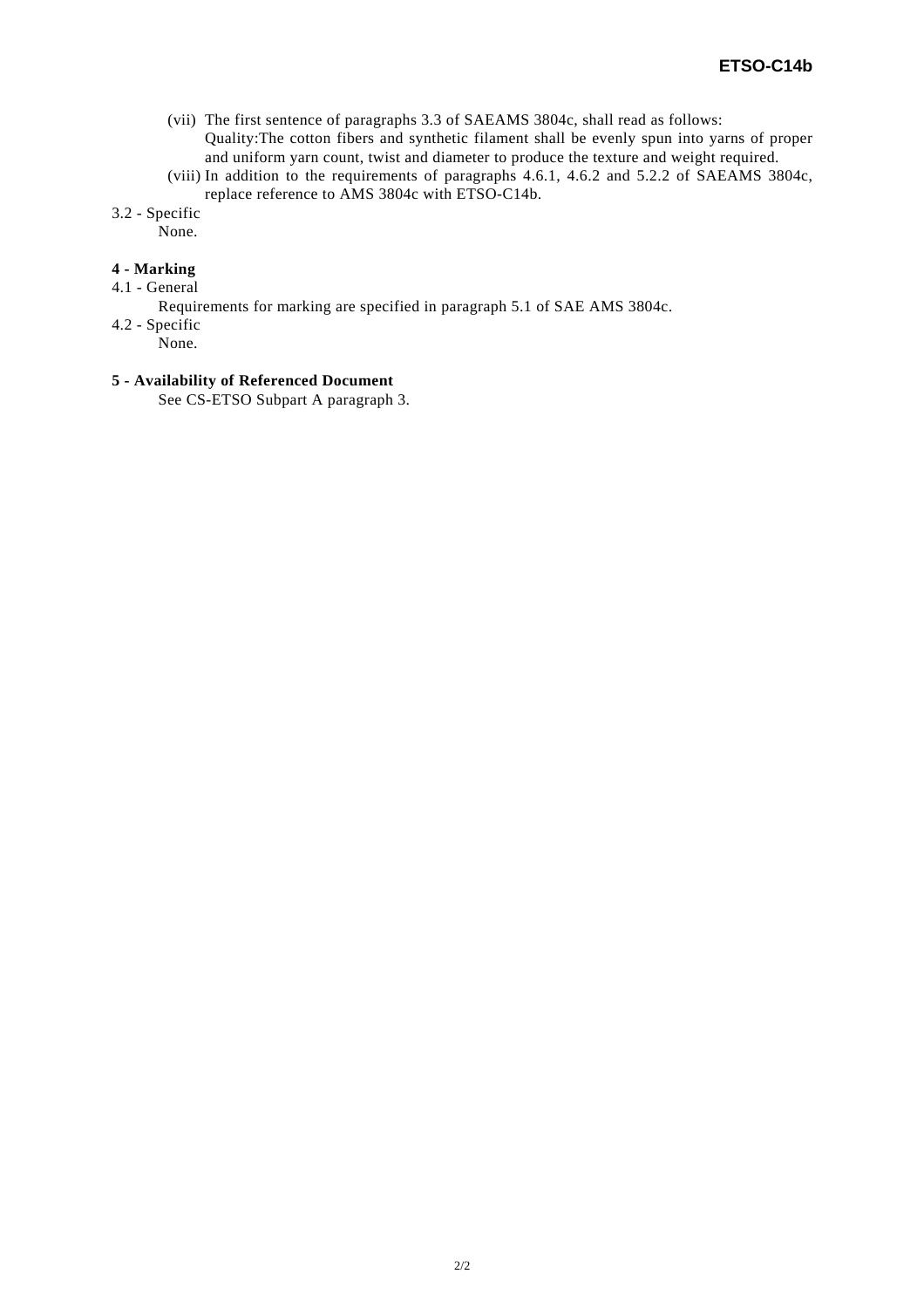(vii) The first sentence of paragraphs 3.3 of SAEAMS 3804c, shall read as follows:
Quality:The cotton fibers and synthetic filament shall be evenly spun into yarns of proper and uniform yarn count, twist and diameter to produce the texture and weight required.

(viii) In addition to the requirements of paragraphs 4.6.1, 4.6.2 and 5.2.2 of SAEAMS 3804c, replace reference to AMS 3804c with ETSO-C14b.

3.2 - Specific

None.

**4 - Marking**

4.1 - General

Requirements for marking are specified in paragraph 5.1 of SAE AMS 3804c.

4.2 - Specific

None.

**5 - Availability of Referenced Document**

See CS-ETSO Subpart A paragraph 3.